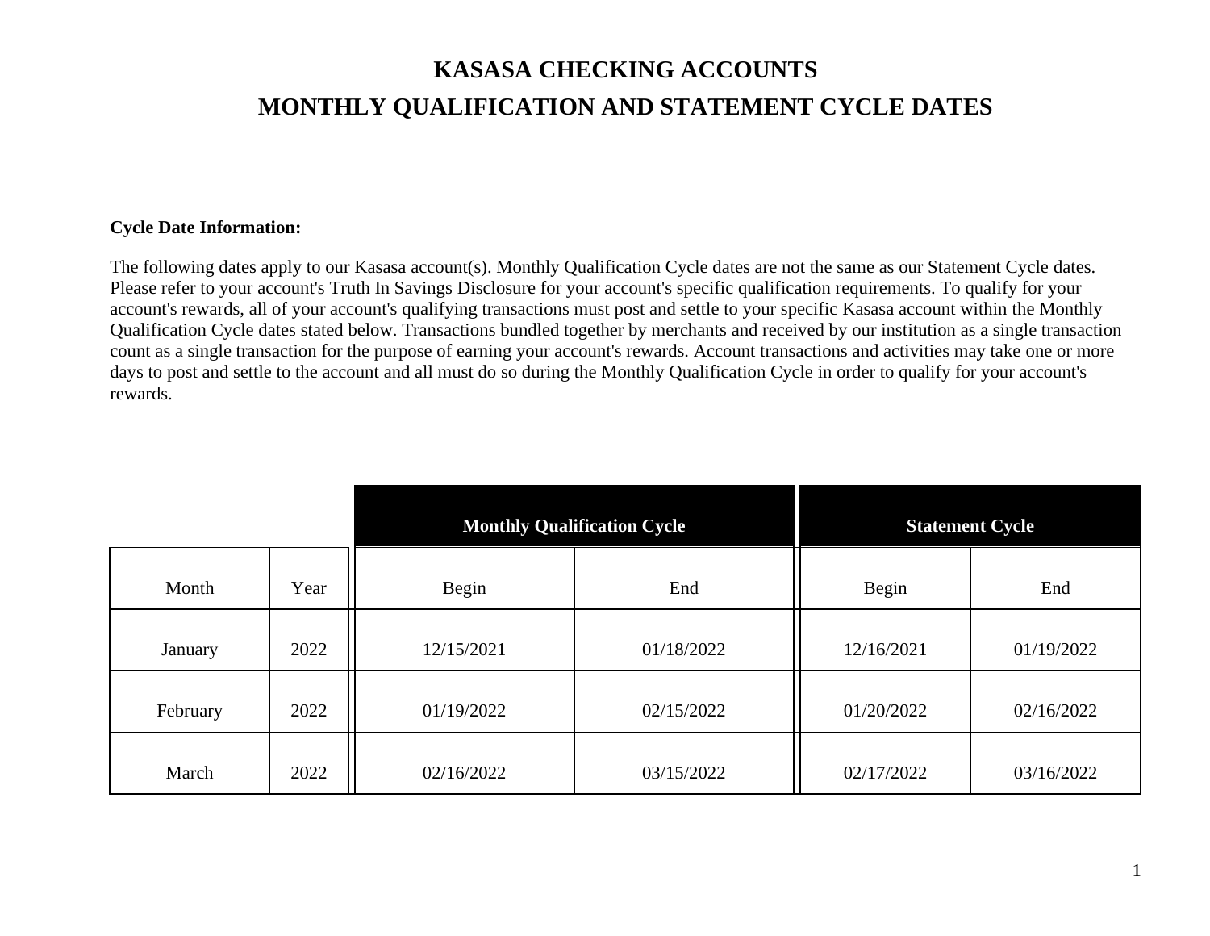# KASASA CHECKING ACCOUNTS

# MONTHLY QUALIFICATION AND STATEMENT CYCLE DATES

**Cycle Date Information:**

The following dates apply to our Kasasa account(s). Monthly Qualification Cycle dates are not the same as our Statement Cycle dates. Please refer to your account's Truth In Savings Disclosure for your account's specific qualification requirements. To qualify for your account's rewards, all of your account's qualifying transactions must post and settle to your specific Kasasa account within the Monthly Qualification Cycle dates stated below. Transactions bundled together by merchants and received by our institution as a single transaction count as a single transaction for the purpose of earning your account's rewards. Account transactions and activities may take one or more days to post and settle to the account and all must do so during the Monthly Qualification Cycle in order to qualify for your account's rewards.

| | | **Monthly Qualification Cycle** | | **Statement Cycle** | |
|---|---|---|---|---|---|
| Month | Year | Begin | End | Begin | End |
| January | 2022 | 12/15/2021 | 01/18/2022 | 12/16/2021 | 01/19/2022 |
| February | 2022 | 01/19/2022 | 02/15/2022 | 01/20/2022 | 02/16/2022 |
| March | 2022 | 02/16/2022 | 03/15/2022 | 02/17/2022 | 03/16/2022 |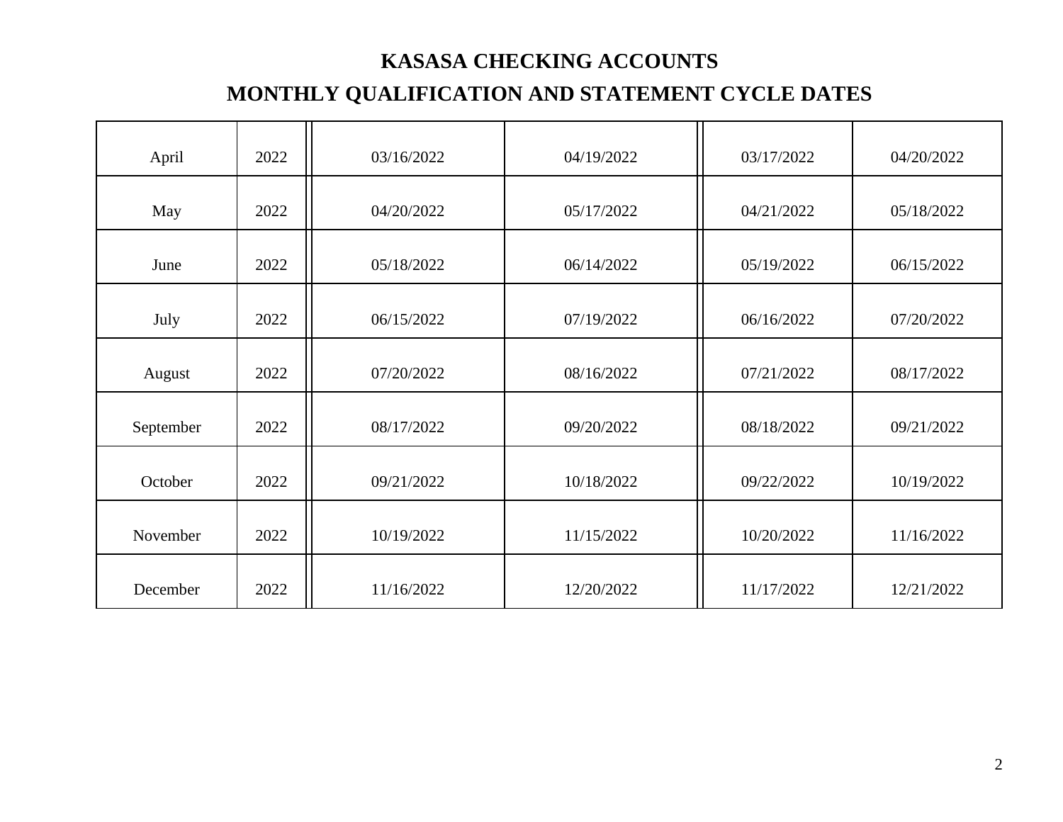**KASASA CHECKING ACCOUNTS**

**MONTHLY QUALIFICATION AND STATEMENT CYCLE DATES**

| | | | | | |
|---|---|---|---|---|---|
| April | 2022 | 03/16/2022 | 04/19/2022 | 03/17/2022 | 04/20/2022 |
| May | 2022 | 04/20/2022 | 05/17/2022 | 04/21/2022 | 05/18/2022 |
| June | 2022 | 05/18/2022 | 06/14/2022 | 05/19/2022 | 06/15/2022 |
| July | 2022 | 06/15/2022 | 07/19/2022 | 06/16/2022 | 07/20/2022 |
| August | 2022 | 07/20/2022 | 08/16/2022 | 07/21/2022 | 08/17/2022 |
| September | 2022 | 08/17/2022 | 09/20/2022 | 08/18/2022 | 09/21/2022 |
| October | 2022 | 09/21/2022 | 10/18/2022 | 09/22/2022 | 10/19/2022 |
| November | 2022 | 10/19/2022 | 11/15/2022 | 10/20/2022 | 11/16/2022 |
| December | 2022 | 11/16/2022 | 12/20/2022 | 11/17/2022 | 12/21/2022 |